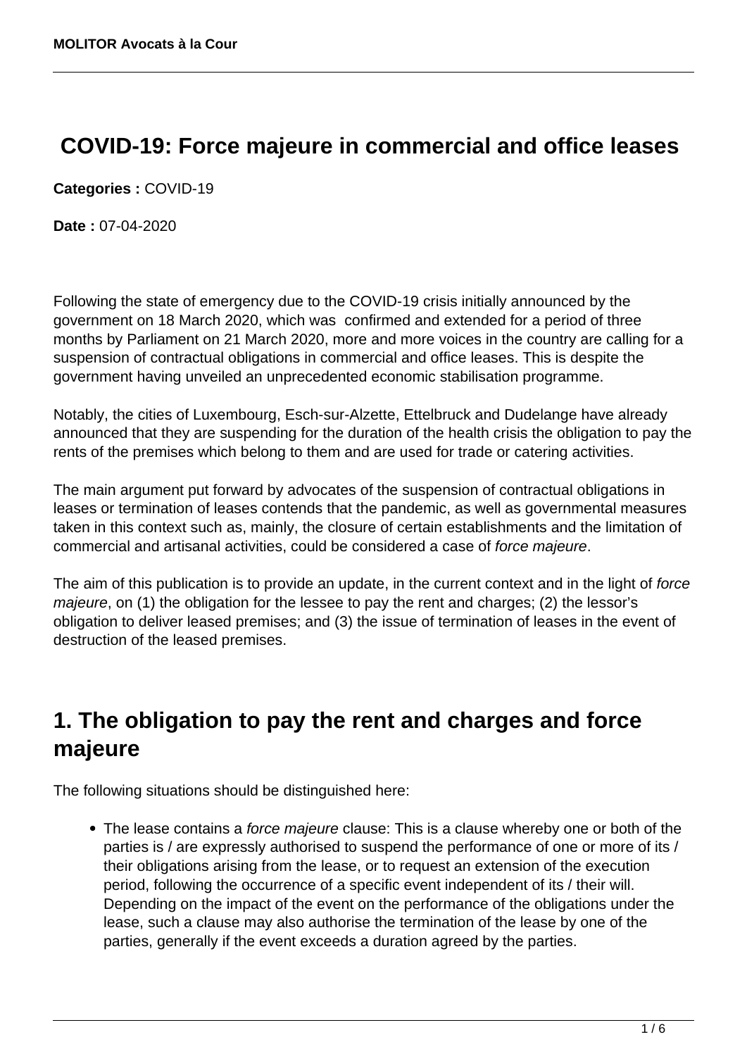# COVID-19: Force majeure in commercial and office leases

**Categories :** COVID-19

**Date :** 07-04-2020

Following the state of emergency due to the COVID-19 crisis initially announced by the government on 18 March 2020, which was confirmed and extended for a period of three months by Parliament on 21 March 2020, more and more voices in the country are calling for a suspension of contractual obligations in commercial and office leases. This is despite the government having unveiled an unprecedented economic stabilisation programme.

Notably, the cities of Luxembourg, Esch-sur-Alzette, Ettelbruck and Dudelange have already announced that they are suspending for the duration of the health crisis the obligation to pay the rents of the premises which belong to them and are used for trade or catering activities.

The main argument put forward by advocates of the suspension of contractual obligations in leases or termination of leases contends that the pandemic, as well as governmental measures taken in this context such as, mainly, the closure of certain establishments and the limitation of commercial and artisanal activities, could be considered a case of *force majeure*.

The aim of this publication is to provide an update, in the current context and in the light of *force majeure*, on (1) the obligation for the lessee to pay the rent and charges; (2) the lessor's obligation to deliver leased premises; and (3) the issue of termination of leases in the event of destruction of the leased premises.

## 1. The obligation to pay the rent and charges and force majeure

The following situations should be distinguished here:

- The lease contains a *force majeure* clause: This is a clause whereby one or both of the parties is / are expressly authorised to suspend the performance of one or more of its / their obligations arising from the lease, or to request an extension of the execution period, following the occurrence of a specific event independent of its / their will. Depending on the impact of the event on the performance of the obligations under the lease, such a clause may also authorise the termination of the lease by one of the parties, generally if the event exceeds a duration agreed by the parties.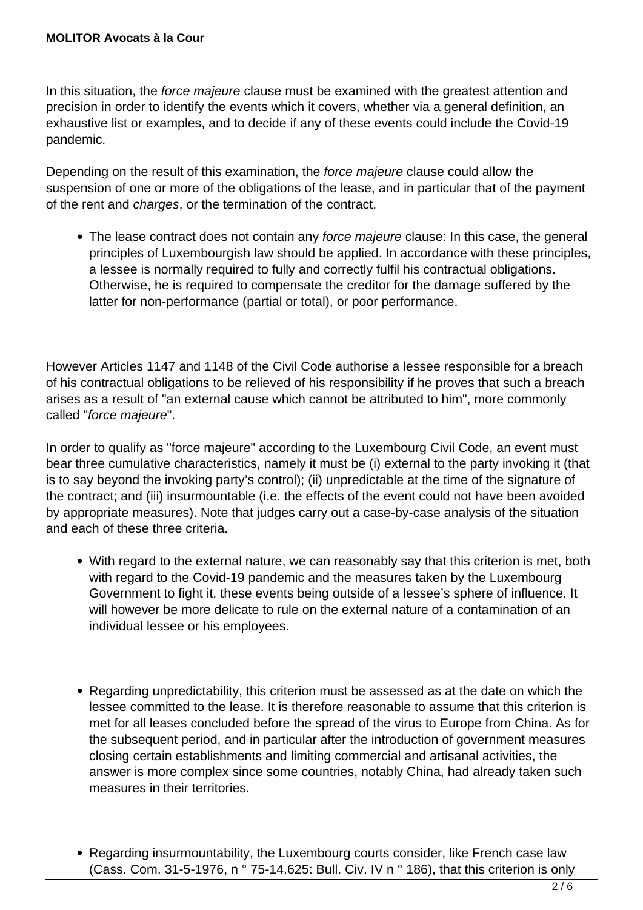In this situation, the *force majeure* clause must be examined with the greatest attention and precision in order to identify the events which it covers, whether via a general definition, an exhaustive list or examples, and to decide if any of these events could include the Covid-19 pandemic.

Depending on the result of this examination, the *force majeure* clause could allow the suspension of one or more of the obligations of the lease, and in particular that of the payment of the rent and *charges*, or the termination of the contract.

- The lease contract does not contain any *force majeure* clause: In this case, the general principles of Luxembourgish law should be applied. In accordance with these principles, a lessee is normally required to fully and correctly fulfil his contractual obligations. Otherwise, he is required to compensate the creditor for the damage suffered by the latter for non-performance (partial or total), or poor performance.

However Articles 1147 and 1148 of the Civil Code authorise a lessee responsible for a breach of his contractual obligations to be relieved of his responsibility if he proves that such a breach arises as a result of "an external cause which cannot be attributed to him", more commonly called "*force majeure*".

In order to qualify as "force majeure" according to the Luxembourg Civil Code, an event must bear three cumulative characteristics, namely it must be (i) external to the party invoking it (that is to say beyond the invoking party's control); (ii) unpredictable at the time of the signature of the contract; and (iii) insurmountable (i.e. the effects of the event could not have been avoided by appropriate measures). Note that judges carry out a case-by-case analysis of the situation and each of these three criteria.

- With regard to the external nature, we can reasonably say that this criterion is met, both with regard to the Covid-19 pandemic and the measures taken by the Luxembourg Government to fight it, these events being outside of a lessee's sphere of influence. It will however be more delicate to rule on the external nature of a contamination of an individual lessee or his employees.

- Regarding unpredictability, this criterion must be assessed as at the date on which the lessee committed to the lease. It is therefore reasonable to assume that this criterion is met for all leases concluded before the spread of the virus to Europe from China. As for the subsequent period, and in particular after the introduction of government measures closing certain establishments and limiting commercial and artisanal activities, the answer is more complex since some countries, notably China, had already taken such measures in their territories.

- Regarding insurmountability, the Luxembourg courts consider, like French case law (Cass. Com. 31-5-1976, n ° 75-14.625: Bull. Civ. IV n ° 186), that this criterion is only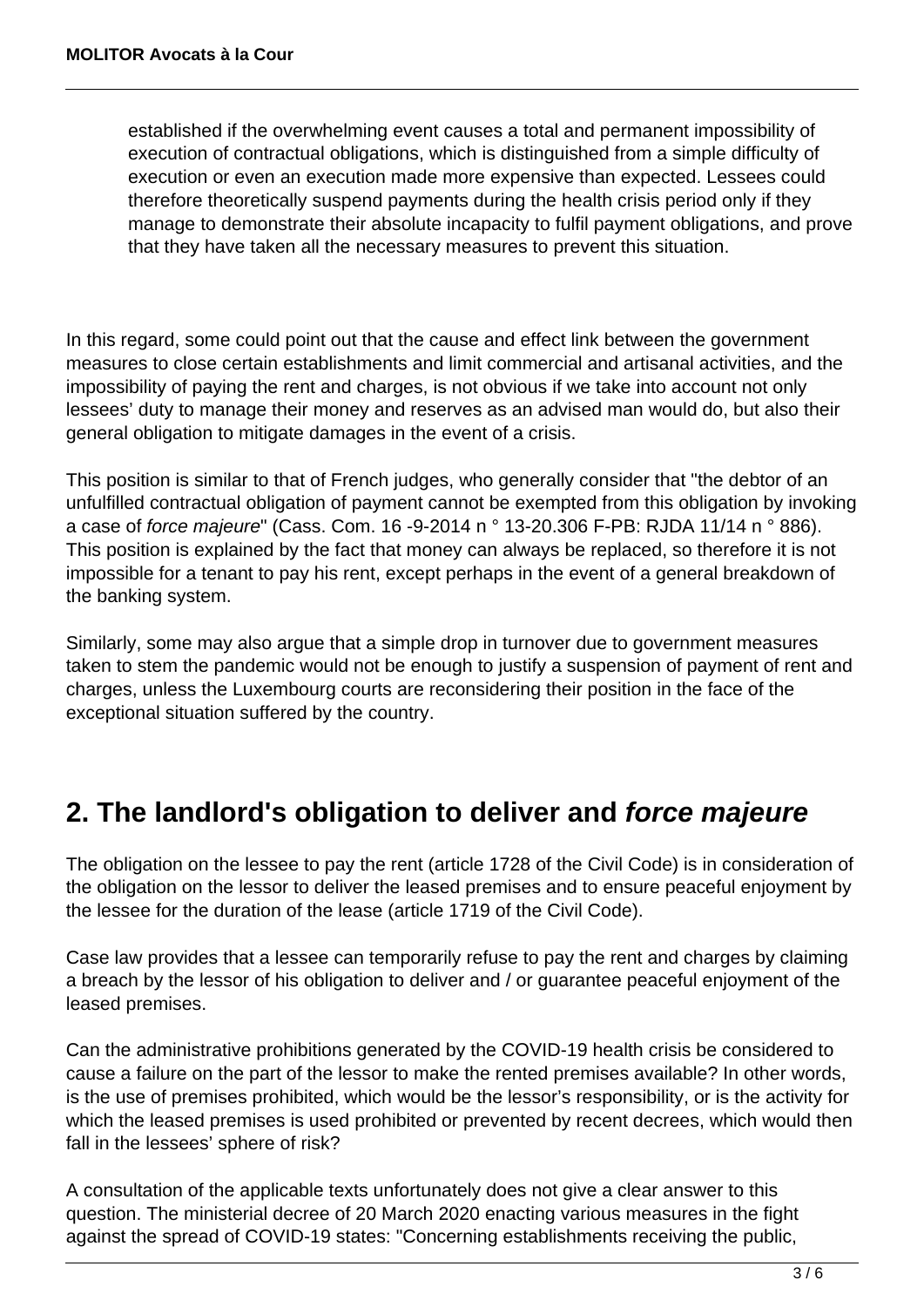established if the overwhelming event causes a total and permanent impossibility of execution of contractual obligations, which is distinguished from a simple difficulty of execution or even an execution made more expensive than expected. Lessees could therefore theoretically suspend payments during the health crisis period only if they manage to demonstrate their absolute incapacity to fulfil payment obligations, and prove that they have taken all the necessary measures to prevent this situation.

In this regard, some could point out that the cause and effect link between the government measures to close certain establishments and limit commercial and artisanal activities, and the impossibility of paying the rent and charges, is not obvious if we take into account not only lessees' duty to manage their money and reserves as an advised man would do, but also their general obligation to mitigate damages in the event of a crisis.

This position is similar to that of French judges, who generally consider that "the debtor of an unfulfilled contractual obligation of payment cannot be exempted from this obligation by invoking a case of *force majeure*" (Cass. Com. 16 -9-2014 n ° 13-20.306 F-PB: RJDA 11/14 n ° 886). This position is explained by the fact that money can always be replaced, so therefore it is not impossible for a tenant to pay his rent, except perhaps in the event of a general breakdown of the banking system.

Similarly, some may also argue that a simple drop in turnover due to government measures taken to stem the pandemic would not be enough to justify a suspension of payment of rent and charges, unless the Luxembourg courts are reconsidering their position in the face of the exceptional situation suffered by the country.

## 2. The landlord's obligation to deliver and *force majeure*

The obligation on the lessee to pay the rent (article 1728 of the Civil Code) is in consideration of the obligation on the lessor to deliver the leased premises and to ensure peaceful enjoyment by the lessee for the duration of the lease (article 1719 of the Civil Code).

Case law provides that a lessee can temporarily refuse to pay the rent and charges by claiming a breach by the lessor of his obligation to deliver and / or guarantee peaceful enjoyment of the leased premises.

Can the administrative prohibitions generated by the COVID-19 health crisis be considered to cause a failure on the part of the lessor to make the rented premises available? In other words, is the use of premises prohibited, which would be the lessor's responsibility, or is the activity for which the leased premises is used prohibited or prevented by recent decrees, which would then fall in the lessees' sphere of risk?

A consultation of the applicable texts unfortunately does not give a clear answer to this question. The ministerial decree of 20 March 2020 enacting various measures in the fight against the spread of COVID-19 states: "Concerning establishments receiving the public,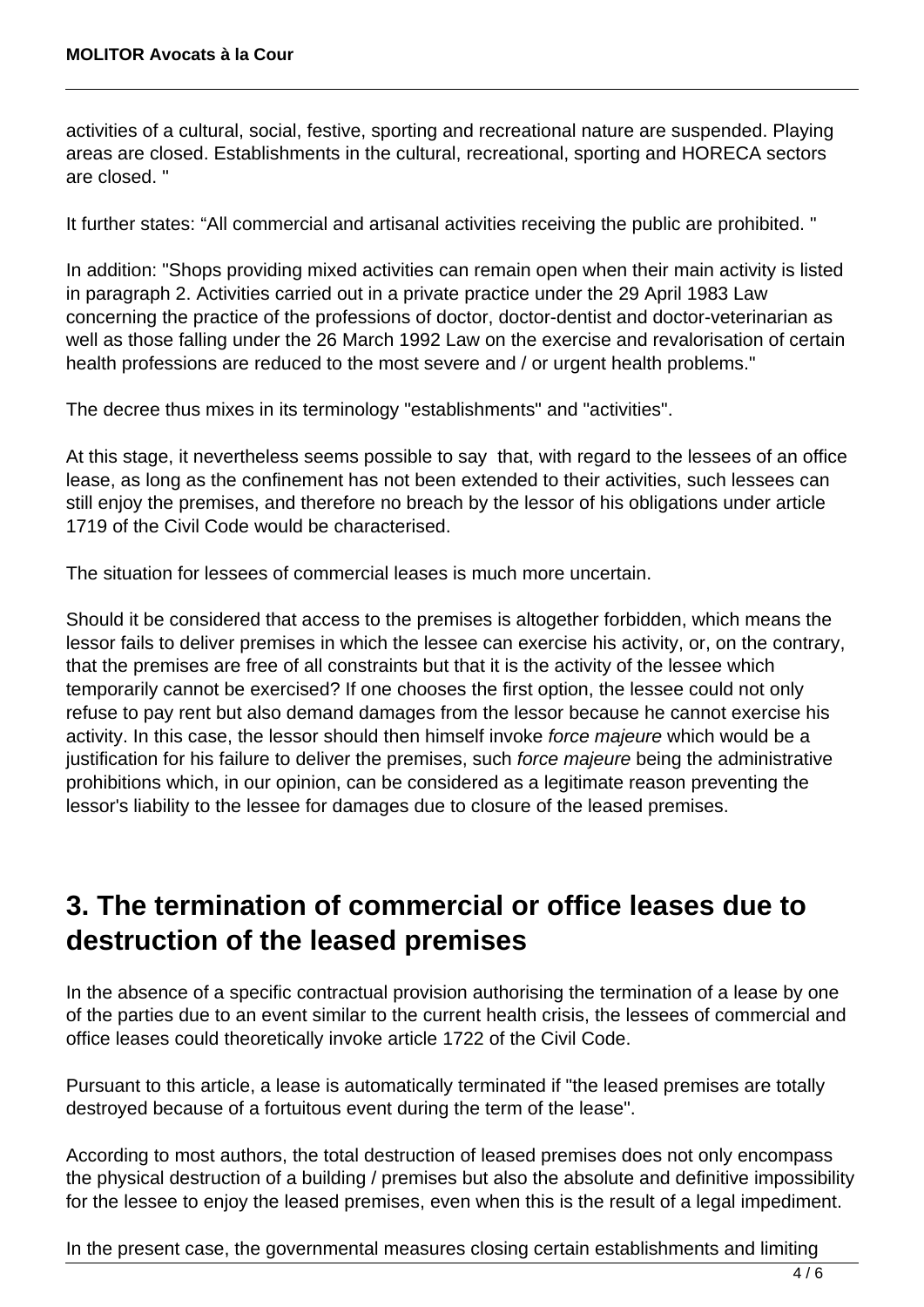activities of a cultural, social, festive, sporting and recreational nature are suspended. Playing areas are closed. Establishments in the cultural, recreational, sporting and HORECA sectors are closed. "

It further states: “All commercial and artisanal activities receiving the public are prohibited. "

In addition: "Shops providing mixed activities can remain open when their main activity is listed in paragraph 2. Activities carried out in a private practice under the 29 April 1983 Law concerning the practice of the professions of doctor, doctor-dentist and doctor-veterinarian as well as those falling under the 26 March 1992 Law on the exercise and revalorisation of certain health professions are reduced to the most severe and / or urgent health problems."

The decree thus mixes in its terminology "establishments" and "activities".

At this stage, it nevertheless seems possible to say that, with regard to the lessees of an office lease, as long as the confinement has not been extended to their activities, such lessees can still enjoy the premises, and therefore no breach by the lessor of his obligations under article 1719 of the Civil Code would be characterised.

The situation for lessees of commercial leases is much more uncertain.

Should it be considered that access to the premises is altogether forbidden, which means the lessor fails to deliver premises in which the lessee can exercise his activity, or, on the contrary, that the premises are free of all constraints but that it is the activity of the lessee which temporarily cannot be exercised? If one chooses the first option, the lessee could not only refuse to pay rent but also demand damages from the lessor because he cannot exercise his activity. In this case, the lessor should then himself invoke *force majeure* which would be a justification for his failure to deliver the premises, such *force majeure* being the administrative prohibitions which, in our opinion, can be considered as a legitimate reason preventing the lessor's liability to the lessee for damages due to closure of the leased premises.

## 3. The termination of commercial or office leases due to destruction of the leased premises

In the absence of a specific contractual provision authorising the termination of a lease by one of the parties due to an event similar to the current health crisis, the lessees of commercial and office leases could theoretically invoke article 1722 of the Civil Code.

Pursuant to this article, a lease is automatically terminated if "the leased premises are totally destroyed because of a fortuitous event during the term of the lease".

According to most authors, the total destruction of leased premises does not only encompass the physical destruction of a building / premises but also the absolute and definitive impossibility for the lessee to enjoy the leased premises, even when this is the result of a legal impediment.

In the present case, the governmental measures closing certain establishments and limiting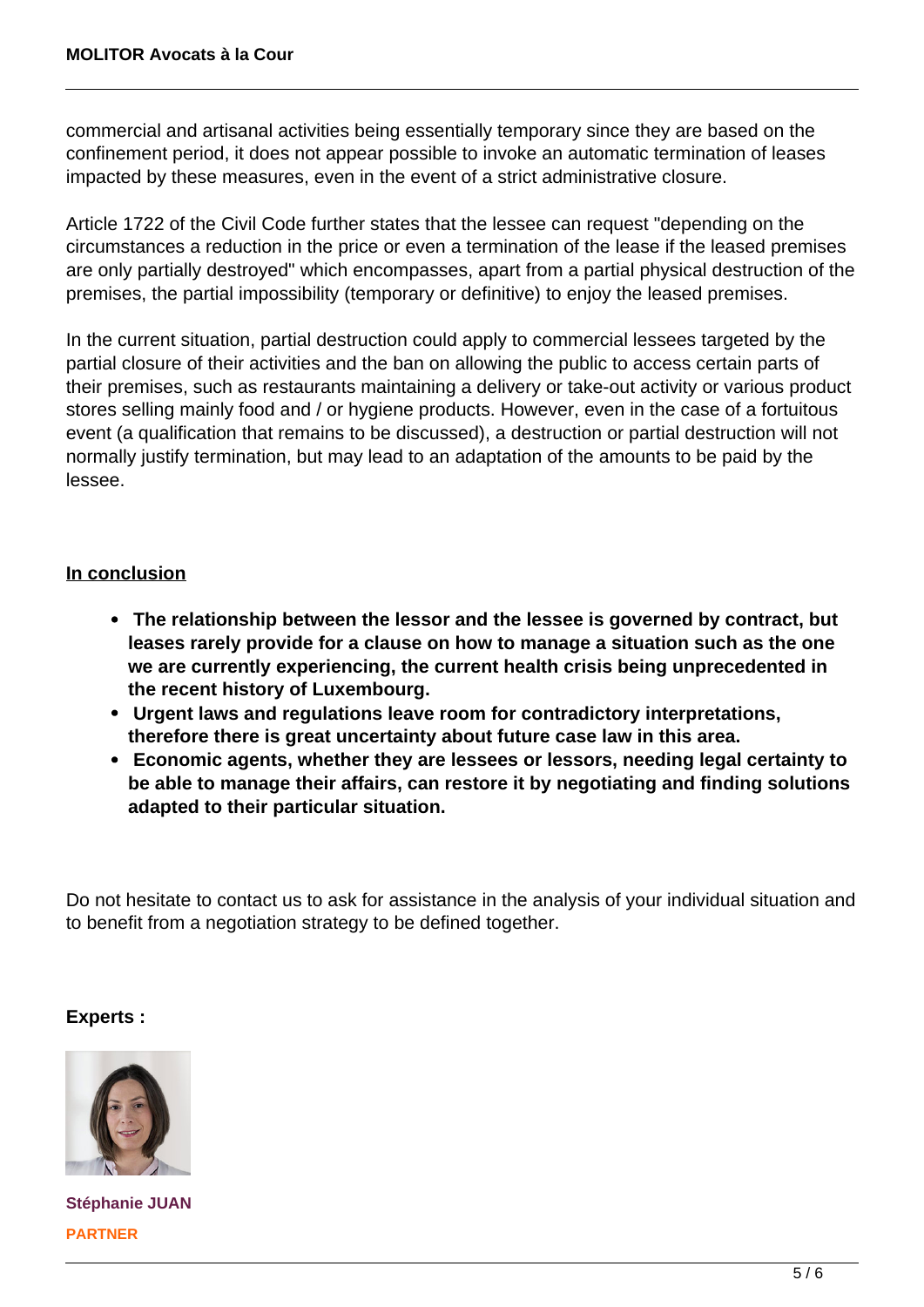commercial and artisanal activities being essentially temporary since they are based on the confinement period, it does not appear possible to invoke an automatic termination of leases impacted by these measures, even in the event of a strict administrative closure.

Article 1722 of the Civil Code further states that the lessee can request "depending on the circumstances a reduction in the price or even a termination of the lease if the leased premises are only partially destroyed" which encompasses, apart from a partial physical destruction of the premises, the partial impossibility (temporary or definitive) to enjoy the leased premises.

In the current situation, partial destruction could apply to commercial lessees targeted by the partial closure of their activities and the ban on allowing the public to access certain parts of their premises, such as restaurants maintaining a delivery or take-out activity or various product stores selling mainly food and / or hygiene products. However, even in the case of a fortuitous event (a qualification that remains to be discussed), a destruction or partial destruction will not normally justify termination, but may lead to an adaptation of the amounts to be paid by the lessee.

**In conclusion**

- **The relationship between the lessor and the lessee is governed by contract, but leases rarely provide for a clause on how to manage a situation such as the one we are currently experiencing, the current health crisis being unprecedented in the recent history of Luxembourg.**
- **Urgent laws and regulations leave room for contradictory interpretations, therefore there is great uncertainty about future case law in this area.**
- **Economic agents, whether they are lessees or lessors, needing legal certainty to be able to manage their affairs, can restore it by negotiating and finding solutions adapted to their particular situation.**

Do not hesitate to contact us to ask for assistance in the analysis of your individual situation and to benefit from a negotiation strategy to be defined together.

**Experts :**

**Stéphanie JUAN**
**PARTNER**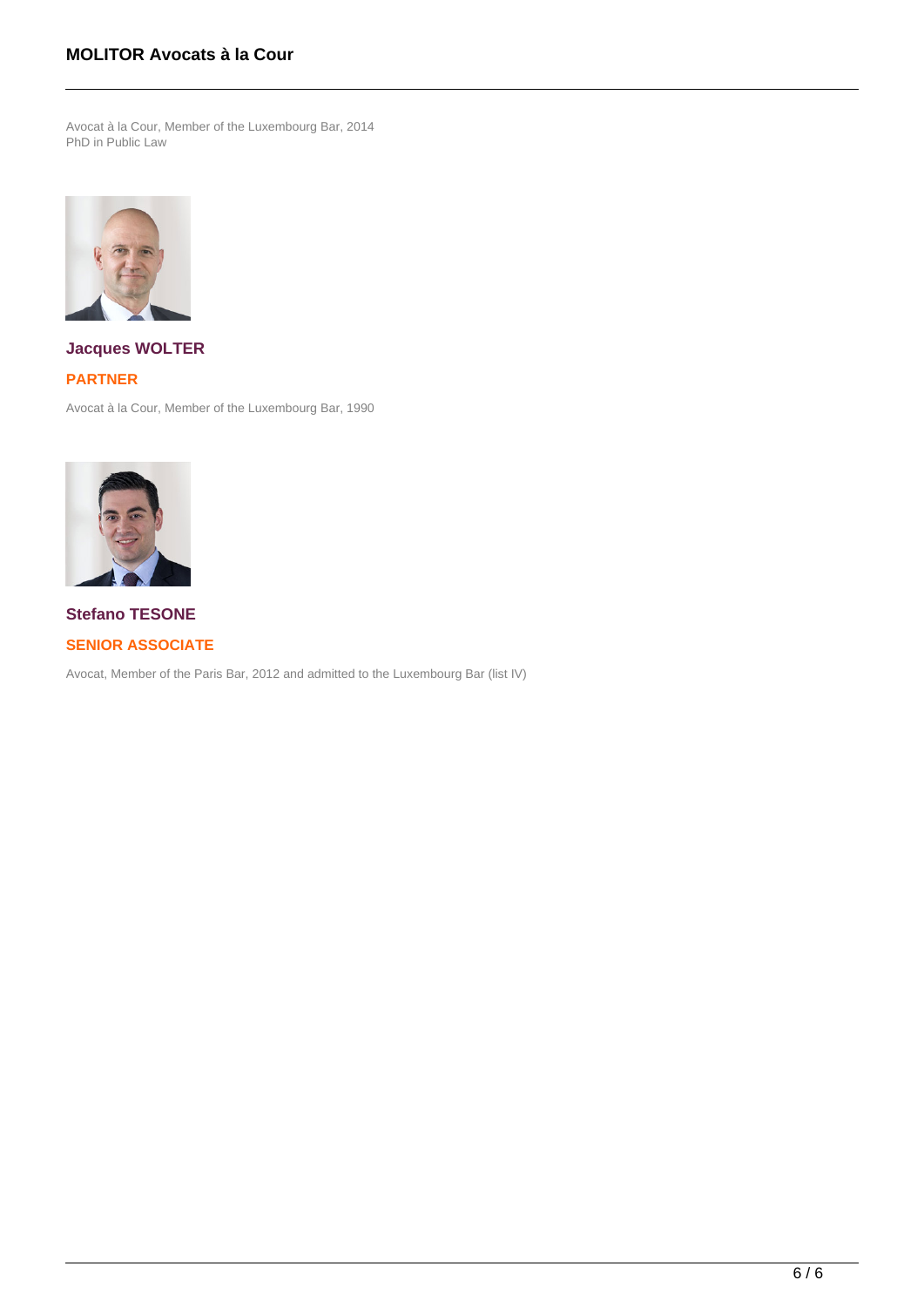Avocat à la Cour, Member of the Luxembourg Bar, 2014
PhD in Public Law

### Jacques WOLTER

**PARTNER**

Avocat à la Cour, Member of the Luxembourg Bar, 1990

### Stefano TESONE

**SENIOR ASSOCIATE**

Avocat, Member of the Paris Bar, 2012 and admitted to the Luxembourg Bar (list IV)